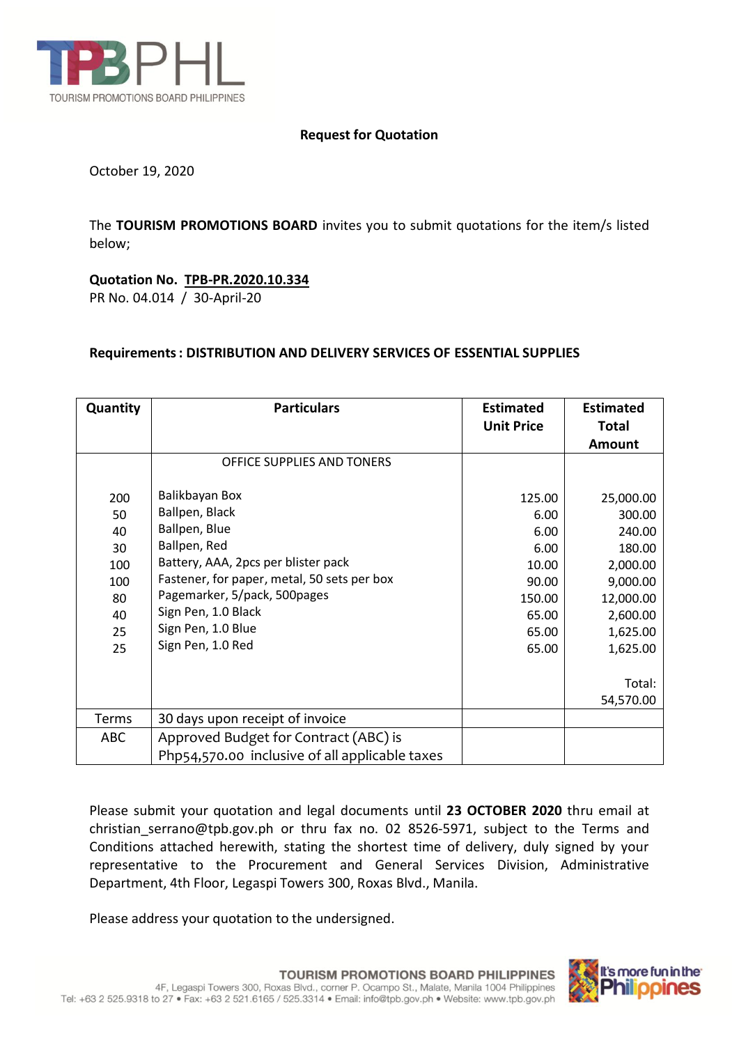TPBPHL
TOURISM PROMOTIONS BOARD PHILIPPINES

**Request for Quotation**

October 19, 2020

The **TOURISM PROMOTIONS BOARD** invites you to submit quotations for the item/s listed below;

**Quotation No. TPB-PR.2020.10.334**
PR No. 04.014 / 30-April-20

**Requirements : DISTRIBUTION AND DELIVERY SERVICES OF ESSENTIAL SUPPLIES**

| Quantity | Particulars | Estimated Unit Price | Estimated Total Amount |
|---|---|---|---|
| | OFFICE SUPPLIES AND TONERS | | |
| 200 | Balikbayan Box | 125.00 | 25,000.00 |
| 50 | Ballpen, Black | 6.00 | 300.00 |
| 40 | Ballpen, Blue | 6.00 | 240.00 |
| 30 | Ballpen, Red | 6.00 | 180.00 |
| 100 | Battery, AAA, 2pcs per blister pack | 10.00 | 2,000.00 |
| 100 | Fastener, for paper, metal, 50 sets per box | 90.00 | 9,000.00 |
| 80 | Pagemarker, 5/pack, 500pages | 150.00 | 12,000.00 |
| 40 | Sign Pen, 1.0 Black | 65.00 | 2,600.00 |
| 25 | Sign Pen, 1.0 Blue | 65.00 | 1,625.00 |
| 25 | Sign Pen, 1.0 Red | 65.00 | 1,625.00 |
| | | | Total: 54,570.00 |
| Terms | 30 days upon receipt of invoice | | |
| ABC | Approved Budget for Contract (ABC) is Php54,570.00 inclusive of all applicable taxes | | |

Please submit your quotation and legal documents until **23 OCTOBER 2020** thru email at christian_serrano@tpb.gov.ph or thru fax no. 02 8526-5971, subject to the Terms and Conditions attached herewith, stating the shortest time of delivery, duly signed by your representative to the Procurement and General Services Division, Administrative Department, 4th Floor, Legaspi Towers 300, Roxas Blvd., Manila.

Please address your quotation to the undersigned.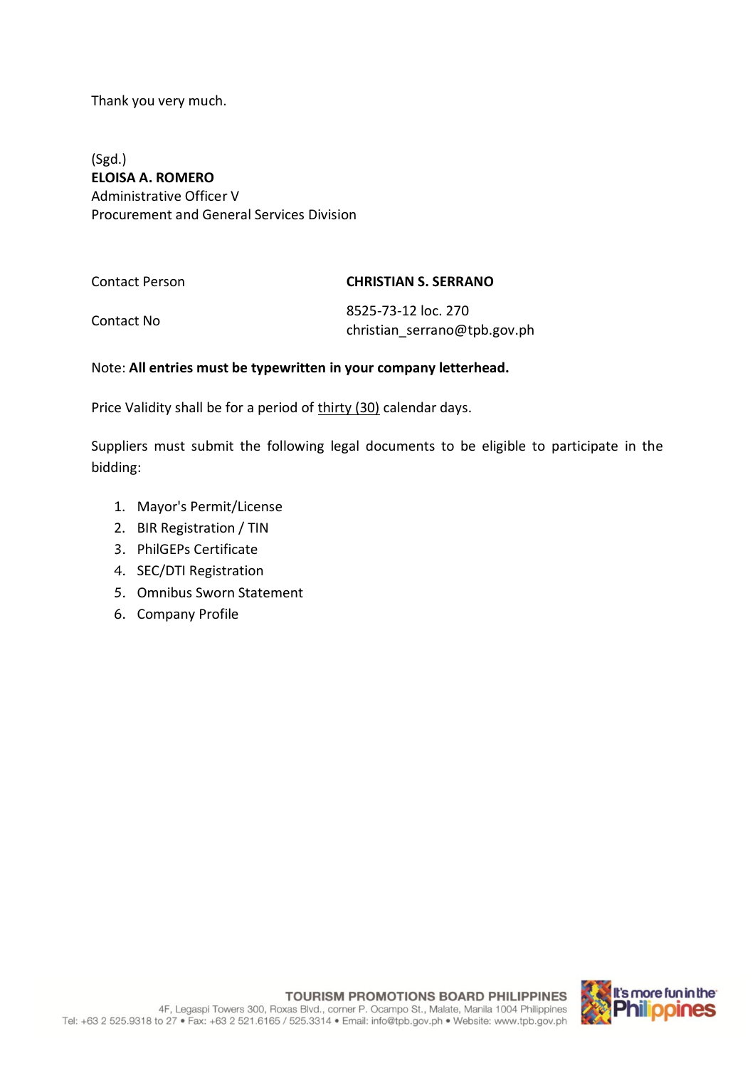Thank you very much.

(Sgd.)
**ELOISA A. ROMERO**
Administrative Officer V
Procurement and General Services Division

| | |
|---|---|
| Contact Person | **CHRISTIAN S. SERRANO** |
| Contact No | 8525-73-12 loc. 270<br>christian_serrano@tpb.gov.ph |

Note: **All entries must be typewritten in your company letterhead.**

Price Validity shall be for a period of thirty (30) calendar days.

Suppliers must submit the following legal documents to be eligible to participate in the bidding:

1. Mayor's Permit/License
2. BIR Registration / TIN
3. PhilGEPs Certificate
4. SEC/DTI Registration
5. Omnibus Sworn Statement
6. Company Profile